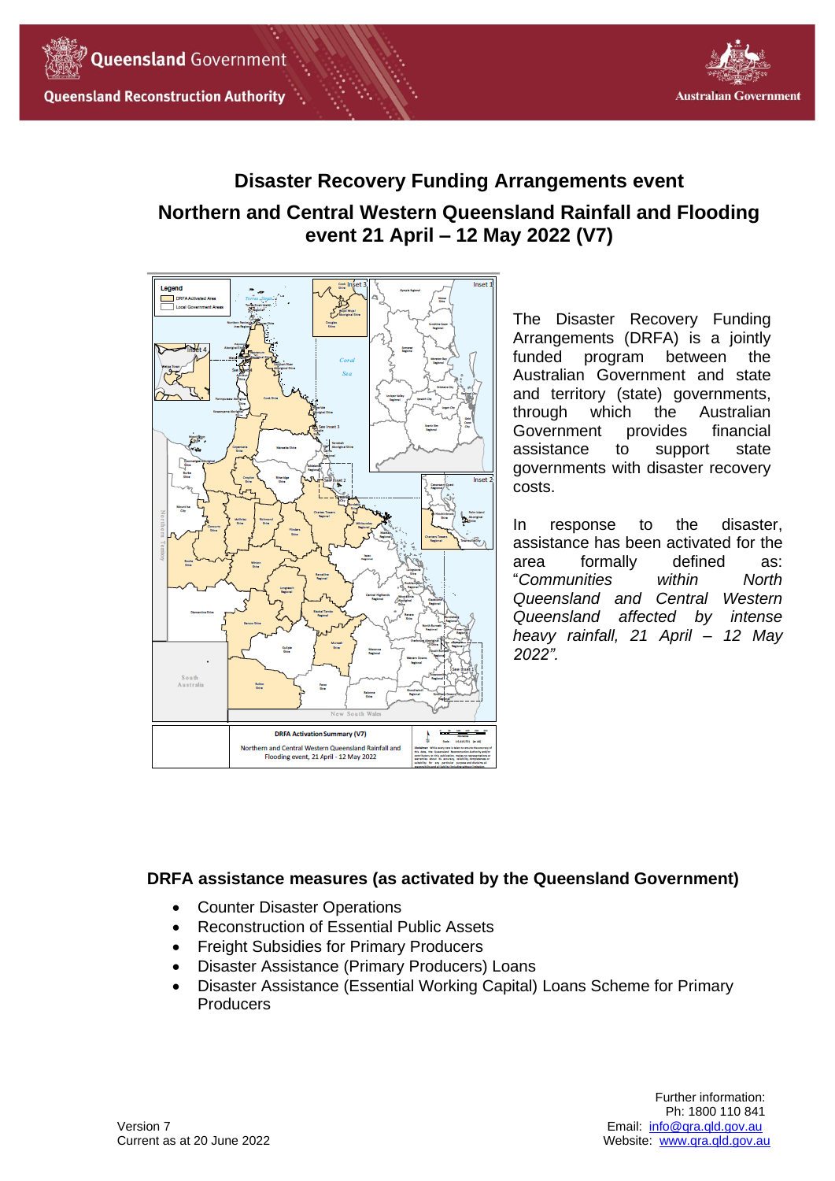# Disaster Recovery Funding Arrangements event

## Northern and Central Western Queensland Rainfall and Flooding event 21 April – 12 May 2022 (V7)

The Disaster Recovery Funding Arrangements (DRFA) is a jointly funded program between the Australian Government and state and territory (state) governments, through which the Australian Government provides financial assistance to support state governments with disaster recovery costs.

In response to the disaster, assistance has been activated for the area formally defined as: "*Communities within North Queensland and Central Western Queensland affected by intense heavy rainfall, 21 April – 12 May 2022".*

### DRFA assistance measures (as activated by the Queensland Government)

- Counter Disaster Operations
- Reconstruction of Essential Public Assets
- Freight Subsidies for Primary Producers
- Disaster Assistance (Primary Producers) Loans
- Disaster Assistance (Essential Working Capital) Loans Scheme for Primary Producers

Version 7
Current as at 20 June 2022

Further information:
Ph: 1800 110 841
Email: info@qra.qld.gov.au
Website: www.qra.qld.gov.au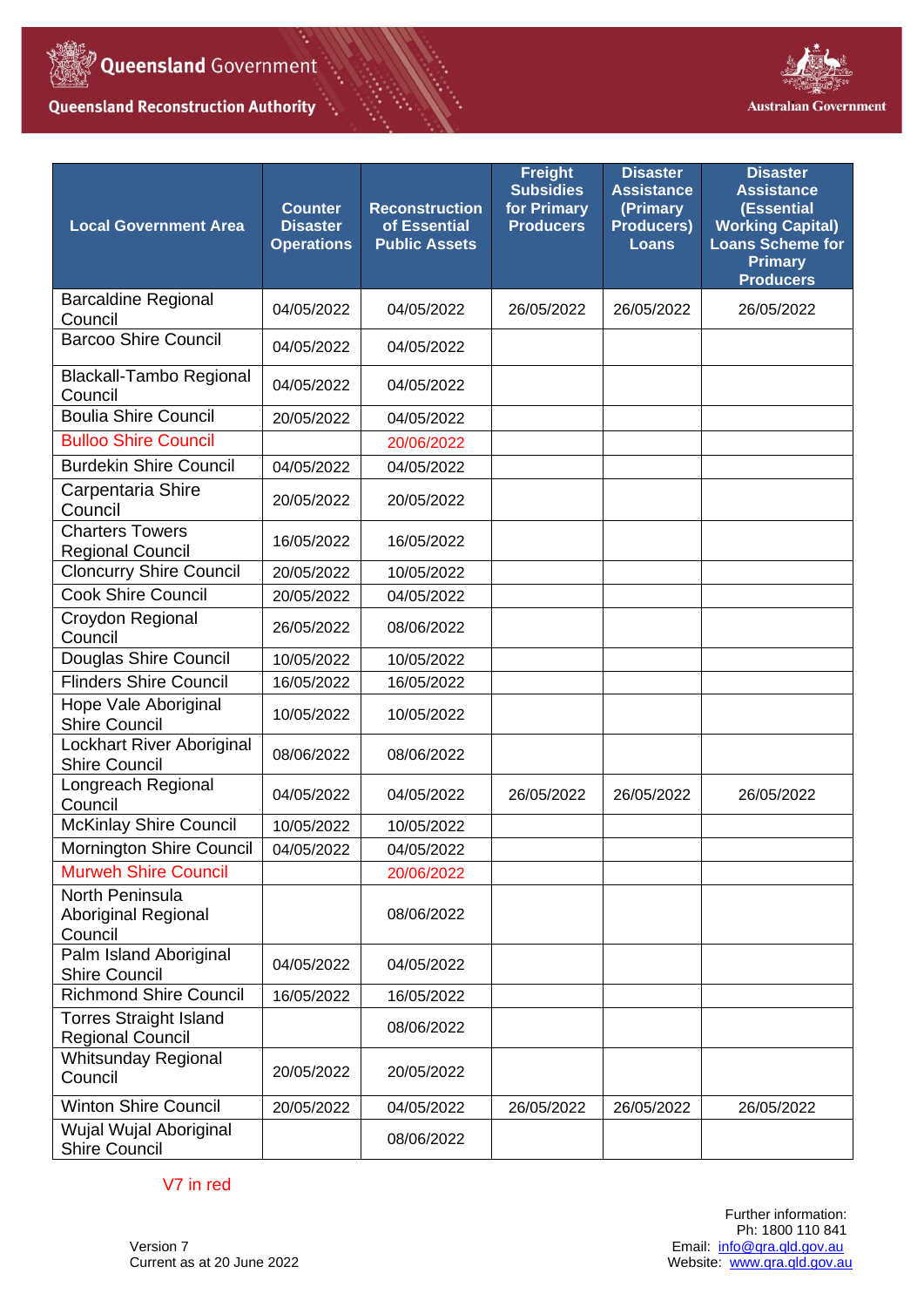| Local Government Area | Counter Disaster Operations | Reconstruction of Essential Public Assets | Freight Subsidies for Primary Producers | Disaster Assistance (Primary Producers) Loans | Disaster Assistance (Essential Working Capital) Loans Scheme for Primary Producers |
|---|---|---|---|---|---|
| Barcaldine Regional Council | 04/05/2022 | 04/05/2022 | 26/05/2022 | 26/05/2022 | 26/05/2022 |
| Barcoo Shire Council | 04/05/2022 | 04/05/2022 | | | |
| Blackall-Tambo Regional Council | 04/05/2022 | 04/05/2022 | | | |
| Boulia Shire Council | 20/05/2022 | 04/05/2022 | | | |
| Bulloo Shire Council | | 20/06/2022 | | | |
| Burdekin Shire Council | 04/05/2022 | 04/05/2022 | | | |
| Carpentaria Shire Council | 20/05/2022 | 20/05/2022 | | | |
| Charters Towers Regional Council | 16/05/2022 | 16/05/2022 | | | |
| Cloncurry Shire Council | 20/05/2022 | 10/05/2022 | | | |
| Cook Shire Council | 20/05/2022 | 04/05/2022 | | | |
| Croydon Regional Council | 26/05/2022 | 08/06/2022 | | | |
| Douglas Shire Council | 10/05/2022 | 10/05/2022 | | | |
| Flinders Shire Council | 16/05/2022 | 16/05/2022 | | | |
| Hope Vale Aboriginal Shire Council | 10/05/2022 | 10/05/2022 | | | |
| Lockhart River Aboriginal Shire Council | 08/06/2022 | 08/06/2022 | | | |
| Longreach Regional Council | 04/05/2022 | 04/05/2022 | 26/05/2022 | 26/05/2022 | 26/05/2022 |
| McKinlay Shire Council | 10/05/2022 | 10/05/2022 | | | |
| Mornington Shire Council | 04/05/2022 | 04/05/2022 | | | |
| Murweh Shire Council | | 20/06/2022 | | | |
| North Peninsula Aboriginal Regional Council | | 08/06/2022 | | | |
| Palm Island Aboriginal Shire Council | 04/05/2022 | 04/05/2022 | | | |
| Richmond Shire Council | 16/05/2022 | 16/05/2022 | | | |
| Torres Straight Island Regional Council | | 08/06/2022 | | | |
| Whitsunday Regional Council | 20/05/2022 | 20/05/2022 | | | |
| Winton Shire Council | 20/05/2022 | 04/05/2022 | 26/05/2022 | 26/05/2022 | 26/05/2022 |
| Wujal Wujal Aboriginal Shire Council | | 08/06/2022 | | | |

V7 in red

Version 7
Current as at 20 June 2022

Further information:
Ph: 1800 110 841
Email: info@qra.qld.gov.au
Website: www.qra.qld.gov.au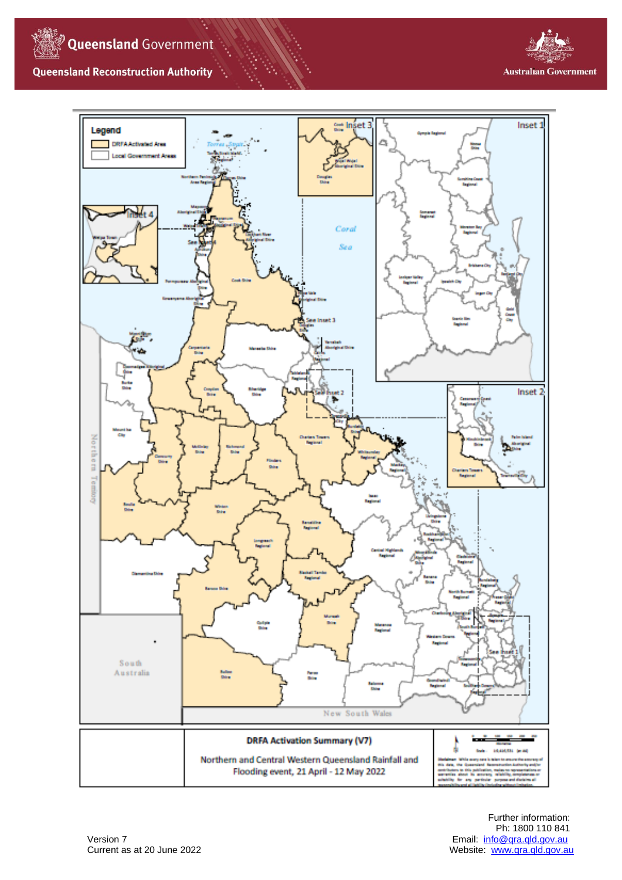Queensland Government

Queensland Reconstruction Authority

Australian Government

Legend

DRFA Activated Area

Local Government Areas

**DRFA Activation Summary (V7)**

Northern and Central Western Queensland Rainfall and Flooding event, 21 April - 12 May 2022

Version 7
Current as at 20 June 2022

Further information:
Ph: 1800 110 841
Email: info@qra.qld.gov.au
Website: www.qra.qld.gov.au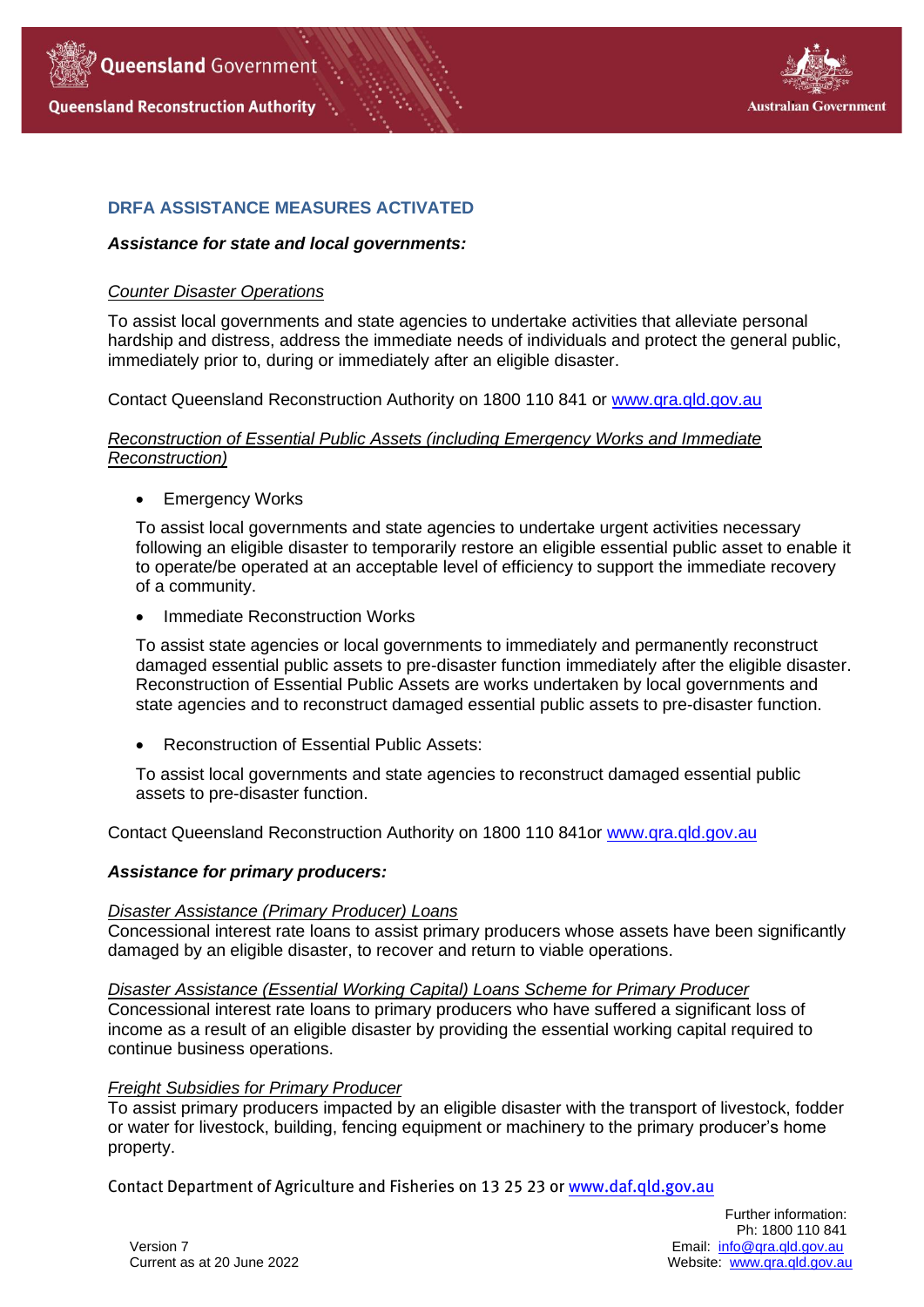## DRFA ASSISTANCE MEASURES ACTIVATED

***Assistance for state and local governments:***

*Counter Disaster Operations*

To assist local governments and state agencies to undertake activities that alleviate personal hardship and distress, address the immediate needs of individuals and protect the general public, immediately prior to, during or immediately after an eligible disaster.

Contact Queensland Reconstruction Authority on 1800 110 841 or www.qra.qld.gov.au

*Reconstruction of Essential Public Assets (including Emergency Works and Immediate Reconstruction)*

- Emergency Works

  To assist local governments and state agencies to undertake urgent activities necessary following an eligible disaster to temporarily restore an eligible essential public asset to enable it to operate/be operated at an acceptable level of efficiency to support the immediate recovery of a community.

- Immediate Reconstruction Works

  To assist state agencies or local governments to immediately and permanently reconstruct damaged essential public assets to pre-disaster function immediately after the eligible disaster. Reconstruction of Essential Public Assets are works undertaken by local governments and state agencies and to reconstruct damaged essential public assets to pre-disaster function.

- Reconstruction of Essential Public Assets:

  To assist local governments and state agencies to reconstruct damaged essential public assets to pre-disaster function.

Contact Queensland Reconstruction Authority on 1800 110 841or www.qra.qld.gov.au

***Assistance for primary producers:***

*Disaster Assistance (Primary Producer) Loans*
Concessional interest rate loans to assist primary producers whose assets have been significantly damaged by an eligible disaster, to recover and return to viable operations.

*Disaster Assistance (Essential Working Capital) Loans Scheme for Primary Producer*
Concessional interest rate loans to primary producers who have suffered a significant loss of income as a result of an eligible disaster by providing the essential working capital required to continue business operations.

*Freight Subsidies for Primary Producer*
To assist primary producers impacted by an eligible disaster with the transport of livestock, fodder or water for livestock, building, fencing equipment or machinery to the primary producer's home property.

Contact Department of Agriculture and Fisheries on 13 25 23 or www.daf.qld.gov.au

Version 7
Current as at 20 June 2022

Further information:
Ph: 1800 110 841
Email: info@qra.qld.gov.au
Website: www.qra.qld.gov.au